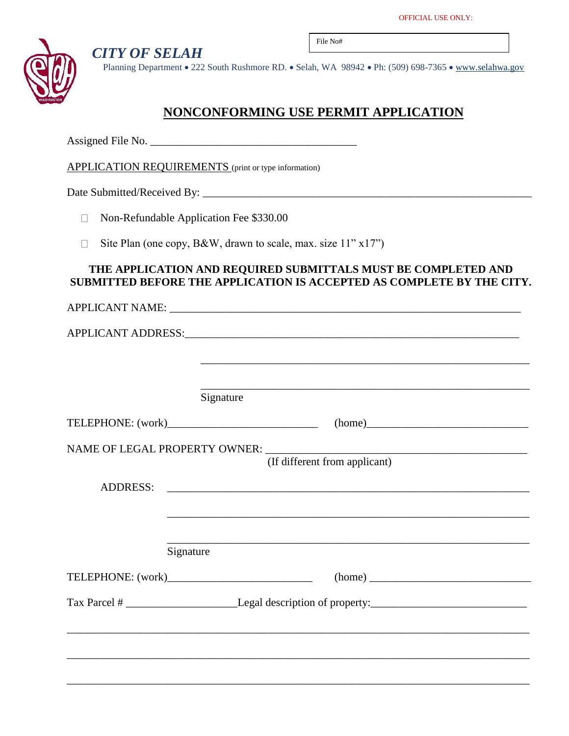OFFICIAL USE ONLY:

File No#

*CITY OF SELAH*

Planning Department • 222 South Rushmore RD. • Selah, WA 98942 • Ph: (509) 698-7365 • www.selahwa.gov

# NONCONFORMING USE PERMIT APPLICATION

Assigned File No. ____________________________________

APPLICATION REQUIREMENTS (print or type information)

Date Submitted/Received By: ________________________________________________________

☐ Non-Refundable Application Fee $330.00

☐ Site Plan (one copy, B&W, drawn to scale, max. size 11" x17")

**THE APPLICATION AND REQUIRED SUBMITTALS MUST BE COMPLETED AND SUBMITTED BEFORE THE APPLICATION IS ACCEPTED AS COMPLETE BY THE CITY.**

APPLICANT NAME: ________________________________________________________________

APPLICANT ADDRESS:______________________________________________________________

_________________________________________________________

_________________________________________________________

Signature

TELEPHONE: (work)__________________________ (home)____________________________

NAME OF LEGAL PROPERTY OWNER: _____________________________________________

(If different from applicant)

ADDRESS: _______________________________________________________________

_______________________________________________________________

_______________________________________________________________

Signature

TELEPHONE: (work)_________________________ (home) ____________________________

Tax Parcel # ___________________Legal description of property:___________________________

________________________________________________________________________________

________________________________________________________________________________

________________________________________________________________________________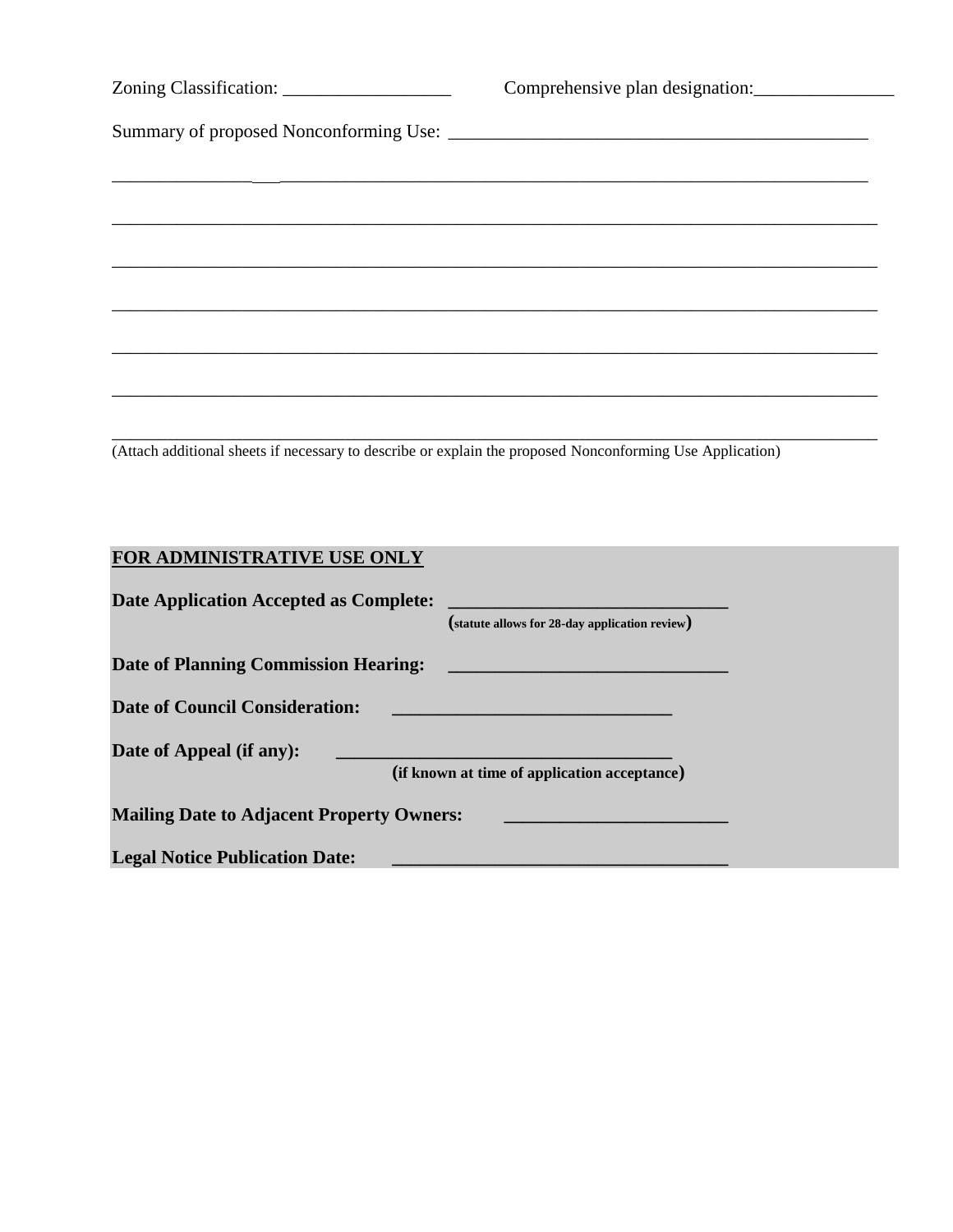Zoning Classification: __________________ Comprehensive plan designation:_______________

Summary of proposed Nonconforming Use: ______________________________________________

_____________________________________________________________________________________

_____________________________________________________________________________________

_____________________________________________________________________________________

_____________________________________________________________________________________

_____________________________________________________________________________________

_____________________________________________________________________________________

_____________________________________________________________________________________

(Attach additional sheets if necessary to describe or explain the proposed Nonconforming Use Application)

**FOR ADMINISTRATIVE USE ONLY**

**Date Application Accepted as Complete:** _____________________________
**(statute allows for 28-day application review)**

**Date of Planning Commission Hearing:** _____________________________

**Date of Council Consideration:** _____________________________

**Date of Appeal (if any):** ___________________________________
**(if known at time of application acceptance)**

**Mailing Date to Adjacent Property Owners:** _______________________

**Legal Notice Publication Date:** ___________________________________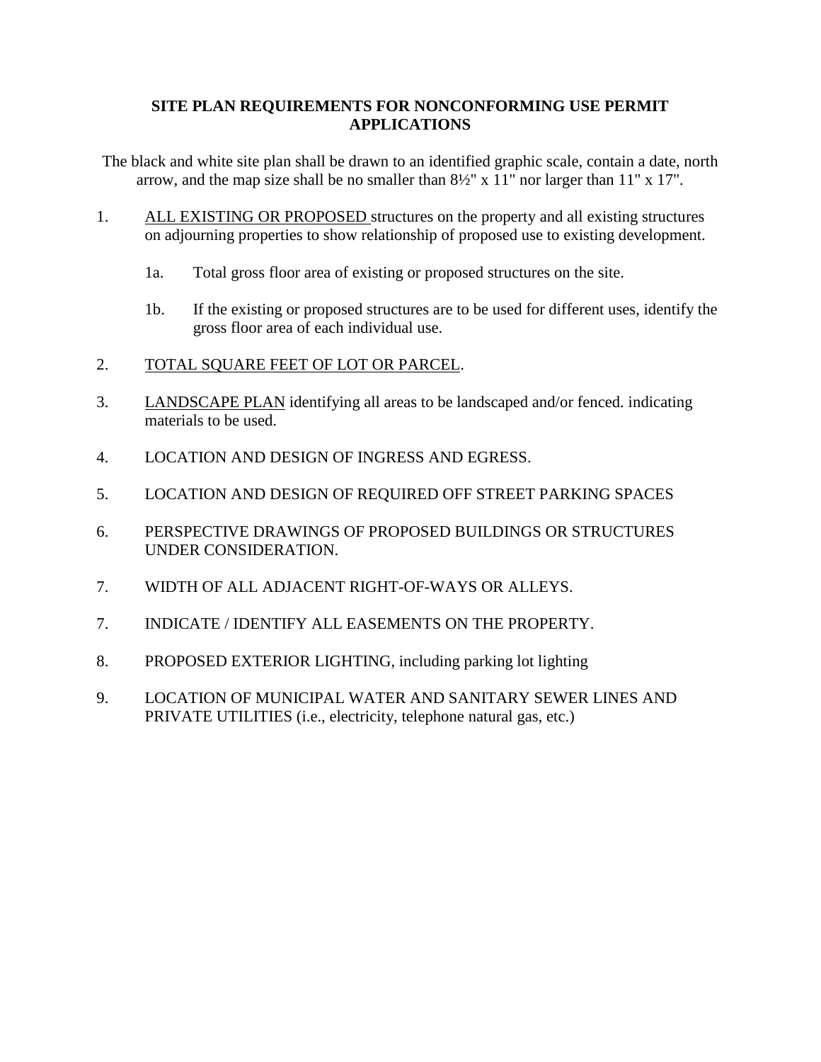## SITE PLAN REQUIREMENTS FOR NONCONFORMING USE PERMIT APPLICATIONS

The black and white site plan shall be drawn to an identified graphic scale, contain a date, north arrow, and the map size shall be no smaller than 8½" x 11" nor larger than 11" x 17".

1. ALL EXISTING OR PROPOSED structures on the property and all existing structures on adjourning properties to show relationship of proposed use to existing development.

   1a. Total gross floor area of existing or proposed structures on the site.

   1b. If the existing or proposed structures are to be used for different uses, identify the gross floor area of each individual use.

2. TOTAL SQUARE FEET OF LOT OR PARCEL.

3. LANDSCAPE PLAN identifying all areas to be landscaped and/or fenced. indicating materials to be used.

4. LOCATION AND DESIGN OF INGRESS AND EGRESS.

5. LOCATION AND DESIGN OF REQUIRED OFF STREET PARKING SPACES

6. PERSPECTIVE DRAWINGS OF PROPOSED BUILDINGS OR STRUCTURES UNDER CONSIDERATION.

7. WIDTH OF ALL ADJACENT RIGHT-OF-WAYS OR ALLEYS.

7. INDICATE / IDENTIFY ALL EASEMENTS ON THE PROPERTY.

8. PROPOSED EXTERIOR LIGHTING, including parking lot lighting

9. LOCATION OF MUNICIPAL WATER AND SANITARY SEWER LINES AND PRIVATE UTILITIES (i.e., electricity, telephone natural gas, etc.)